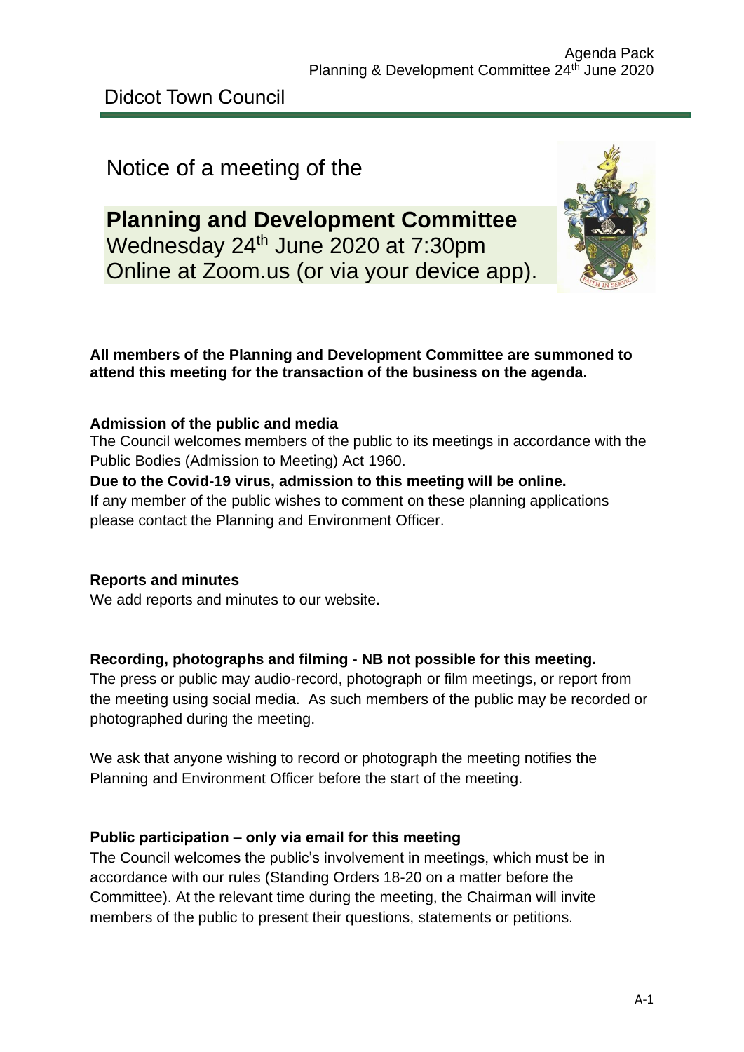Didcot Town Council

# Notice of a meeting of the

## Planning and Development Committee

Wednesday 24th June 2020 at 7:30pm
Online at Zoom.us (or via your device app).

**All members of the Planning and Development Committee are summoned to attend this meeting for the transaction of the business on the agenda.**

**Admission of the public and media**

The Council welcomes members of the public to its meetings in accordance with the Public Bodies (Admission to Meeting) Act 1960.

**Due to the Covid-19 virus, admission to this meeting will be online.**

If any member of the public wishes to comment on these planning applications please contact the Planning and Environment Officer.

**Reports and minutes**

We add reports and minutes to our website.

**Recording, photographs and filming - NB not possible for this meeting.**

The press or public may audio-record, photograph or film meetings, or report from the meeting using social media. As such members of the public may be recorded or photographed during the meeting.

We ask that anyone wishing to record or photograph the meeting notifies the Planning and Environment Officer before the start of the meeting.

**Public participation – only via email for this meeting**

The Council welcomes the public's involvement in meetings, which must be in accordance with our rules (Standing Orders 18-20 on a matter before the Committee). At the relevant time during the meeting, the Chairman will invite members of the public to present their questions, statements or petitions.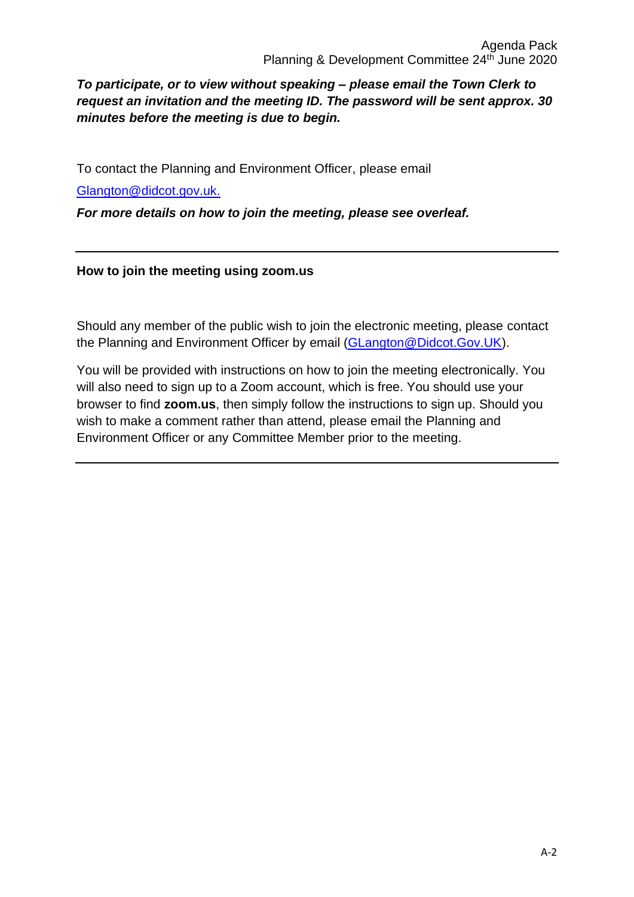***To participate, or to view without speaking – please email the Town Clerk to request an invitation and the meeting ID. The password will be sent approx. 30 minutes before the meeting is due to begin.***

To contact the Planning and Environment Officer, please email

Glangton@didcot.gov.uk.

***For more details on how to join the meeting, please see overleaf.***

---

**How to join the meeting using zoom.us**

Should any member of the public wish to join the electronic meeting, please contact the Planning and Environment Officer by email (GLangton@Didcot.Gov.UK).

You will be provided with instructions on how to join the meeting electronically. You will also need to sign up to a Zoom account, which is free. You should use your browser to find **zoom.us**, then simply follow the instructions to sign up. Should you wish to make a comment rather than attend, please email the Planning and Environment Officer or any Committee Member prior to the meeting.

---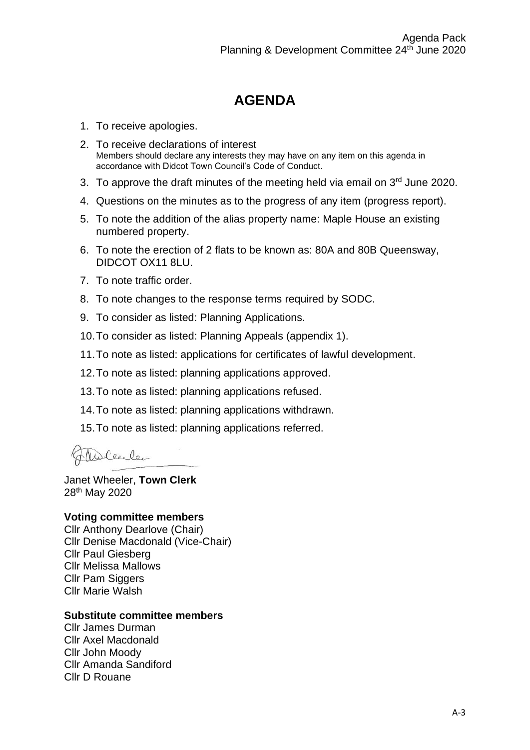# AGENDA

1. To receive apologies.
2. To receive declarations of interest
   Members should declare any interests they may have on any item on this agenda in accordance with Didcot Town Council's Code of Conduct.
3. To approve the draft minutes of the meeting held via email on 3rd June 2020.
4. Questions on the minutes as to the progress of any item (progress report).
5. To note the addition of the alias property name: Maple House an existing numbered property.
6. To note the erection of 2 flats to be known as: 80A and 80B Queensway, DIDCOT OX11 8LU.
7. To note traffic order.
8. To note changes to the response terms required by SODC.
9. To consider as listed: Planning Applications.
10. To consider as listed: Planning Appeals (appendix 1).
11. To note as listed: applications for certificates of lawful development.
12. To note as listed: planning applications approved.
13. To note as listed: planning applications refused.
14. To note as listed: planning applications withdrawn.
15. To note as listed: planning applications referred.

Janet Wheeler, **Town Clerk**
28th May 2020

**Voting committee members**
Cllr Anthony Dearlove (Chair)
Cllr Denise Macdonald (Vice-Chair)
Cllr Paul Giesberg
Cllr Melissa Mallows
Cllr Pam Siggers
Cllr Marie Walsh

**Substitute committee members**
Cllr James Durman
Cllr Axel Macdonald
Cllr John Moody
Cllr Amanda Sandiford
Cllr D Rouane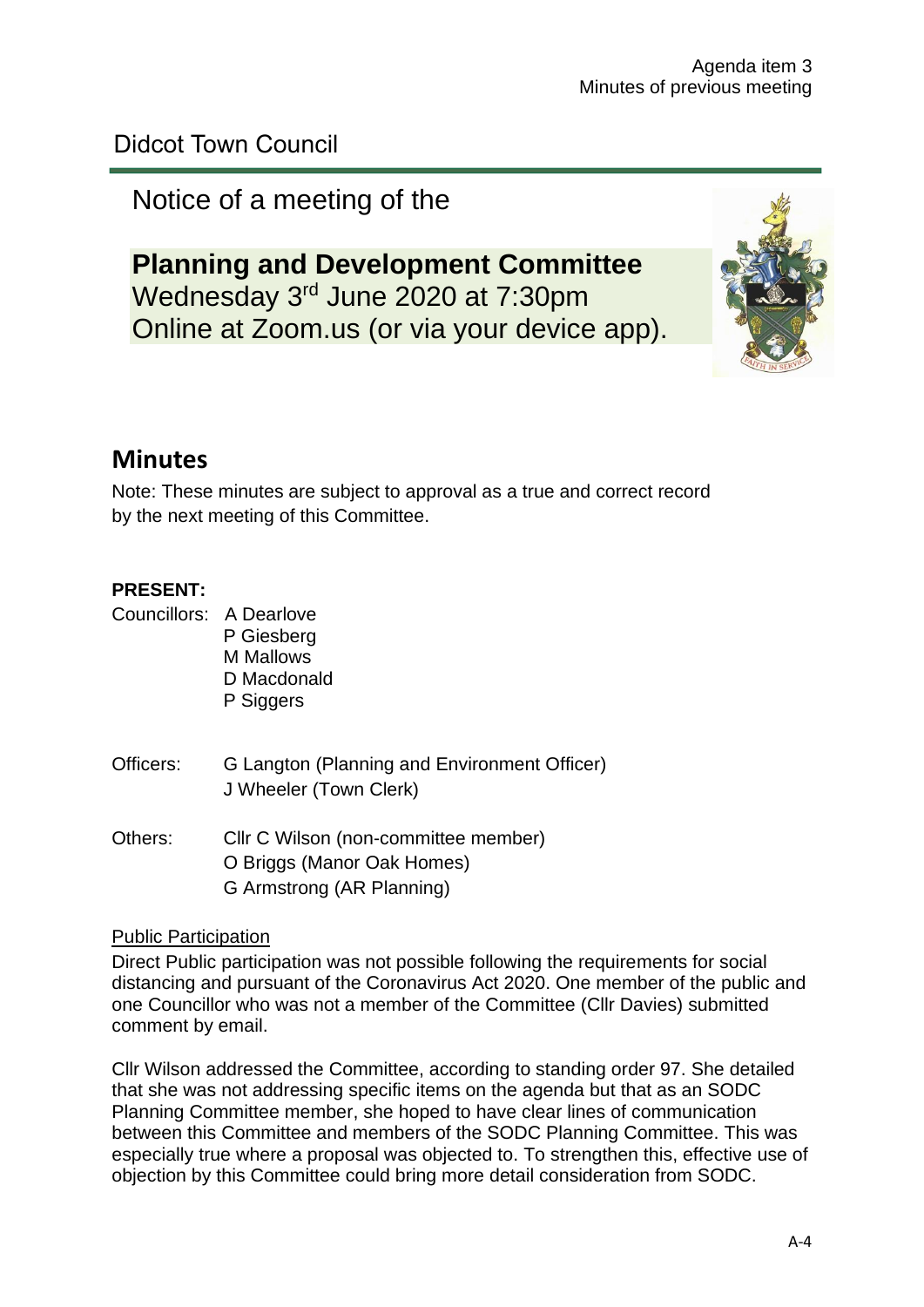Agenda item 3
Minutes of previous meeting

Didcot Town Council

Notice of a meeting of the

**Planning and Development Committee**
Wednesday 3rd June 2020 at 7:30pm
Online at Zoom.us (or via your device app).

## Minutes

Note: These minutes are subject to approval as a true and correct record by the next meeting of this Committee.

**PRESENT:**

Councillors: A Dearlove
P Giesberg
M Mallows
D Macdonald
P Siggers

Officers: G Langton (Planning and Environment Officer)
J Wheeler (Town Clerk)

Others: Cllr C Wilson (non-committee member)
O Briggs (Manor Oak Homes)
G Armstrong (AR Planning)

Public Participation

Direct Public participation was not possible following the requirements for social distancing and pursuant of the Coronavirus Act 2020. One member of the public and one Councillor who was not a member of the Committee (Cllr Davies) submitted comment by email.

Cllr Wilson addressed the Committee, according to standing order 97. She detailed that she was not addressing specific items on the agenda but that as an SODC Planning Committee member, she hoped to have clear lines of communication between this Committee and members of the SODC Planning Committee. This was especially true where a proposal was objected to. To strengthen this, effective use of objection by this Committee could bring more detail consideration from SODC.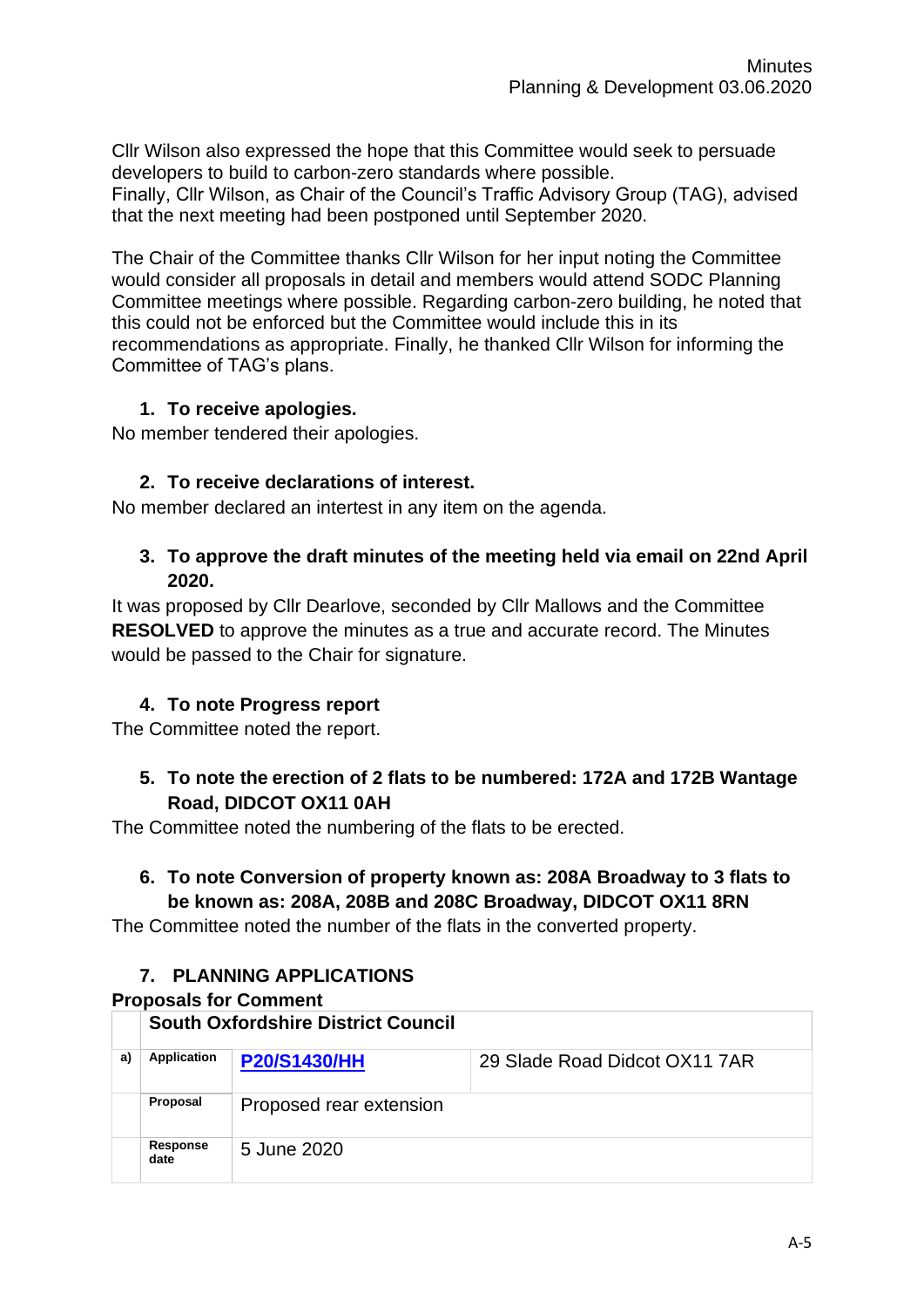Cllr Wilson also expressed the hope that this Committee would seek to persuade developers to build to carbon-zero standards where possible.
Finally, Cllr Wilson, as Chair of the Council's Traffic Advisory Group (TAG), advised that the next meeting had been postponed until September 2020.

The Chair of the Committee thanks Cllr Wilson for her input noting the Committee would consider all proposals in detail and members would attend SODC Planning Committee meetings where possible. Regarding carbon-zero building, he noted that this could not be enforced but the Committee would include this in its recommendations as appropriate. Finally, he thanked Cllr Wilson for informing the Committee of TAG's plans.

### 1. To receive apologies.

No member tendered their apologies.

### 2. To receive declarations of interest.

No member declared an intertest in any item on the agenda.

### 3. To approve the draft minutes of the meeting held via email on 22nd April 2020.

It was proposed by Cllr Dearlove, seconded by Cllr Mallows and the Committee **RESOLVED** to approve the minutes as a true and accurate record. The Minutes would be passed to the Chair for signature.

### 4. To note Progress report

The Committee noted the report.

### 5. To note the erection of 2 flats to be numbered: 172A and 172B Wantage Road, DIDCOT OX11 0AH

The Committee noted the numbering of the flats to be erected.

### 6. To note Conversion of property known as: 208A Broadway to 3 flats to be known as: 208A, 208B and 208C Broadway, DIDCOT OX11 8RN

The Committee noted the number of the flats in the converted property.

### 7. PLANNING APPLICATIONS

**Proposals for Comment**

| | **South Oxfordshire District Council** | | |
|---|---|---|---|
| a) | **Application** | **P20/S1430/HH** | 29 Slade Road Didcot OX11 7AR |
| | **Proposal** | Proposed rear extension | |
| | **Response date** | 5 June 2020 | |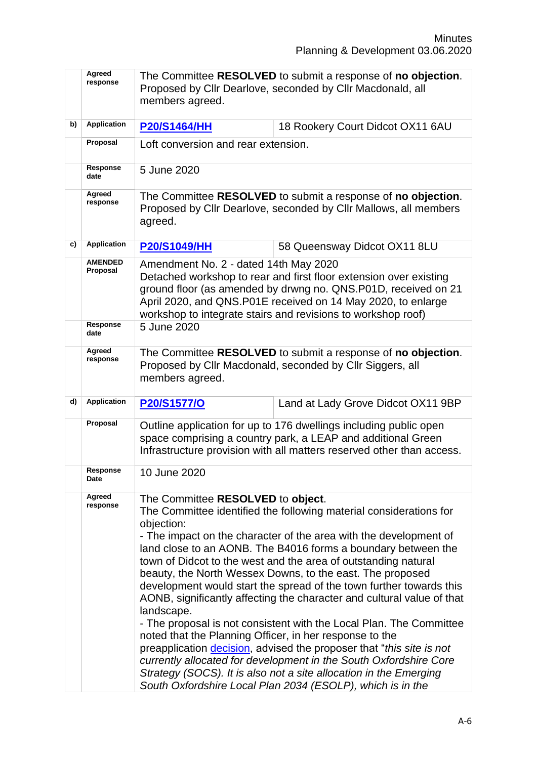| | | | |
|---|---|---|---|
| | **Agreed response** | The Committee **RESOLVED** to submit a response of **no objection**. Proposed by Cllr Dearlove, seconded by Cllr Macdonald, all members agreed. | |
| **b)** | **Application** | **P20/S1464/HH** | 18 Rookery Court Didcot OX11 6AU |
| | **Proposal** | Loft conversion and rear extension. | |
| | **Response date** | 5 June 2020 | |
| | **Agreed response** | The Committee **RESOLVED** to submit a response of **no objection**. Proposed by Cllr Dearlove, seconded by Cllr Mallows, all members agreed. | |
| **c)** | **Application** | **P20/S1049/HH** | 58 Queensway Didcot OX11 8LU |
| | **AMENDED Proposal** | Amendment No. 2 - dated 14th May 2020<br>Detached workshop to rear and first floor extension over existing ground floor (as amended by drwng no. QNS.P01D, received on 21 April 2020, and QNS.P01E received on 14 May 2020, to enlarge workshop to integrate stairs and revisions to workshop roof) | |
| | **Response date** | 5 June 2020 | |
| | **Agreed response** | The Committee **RESOLVED** to submit a response of **no objection**. Proposed by Cllr Macdonald, seconded by Cllr Siggers, all members agreed. | |
| **d)** | **Application** | **P20/S1577/O** | Land at Lady Grove Didcot OX11 9BP |
| | **Proposal** | Outline application for up to 176 dwellings including public open space comprising a country park, a LEAP and additional Green Infrastructure provision with all matters reserved other than access. | |
| | **Response Date** | 10 June 2020 | |
| | **Agreed response** | The Committee **RESOLVED** to **object**.<br>The Committee identified the following material considerations for objection:<br>- The impact on the character of the area with the development of land close to an AONB. The B4016 forms a boundary between the town of Didcot to the west and the area of outstanding natural beauty, the North Wessex Downs, to the east. The proposed development would start the spread of the town further towards this AONB, significantly affecting the character and cultural value of that landscape.<br>- The proposal is not consistent with the Local Plan. The Committee noted that the Planning Officer, in her response to the preapplication decision, advised the proposer that "*this site is not currently allocated for development in the South Oxfordshire Core Strategy (SOCS). It is also not a site allocation in the Emerging South Oxfordshire Local Plan 2034 (ESOLP), which is in the* | |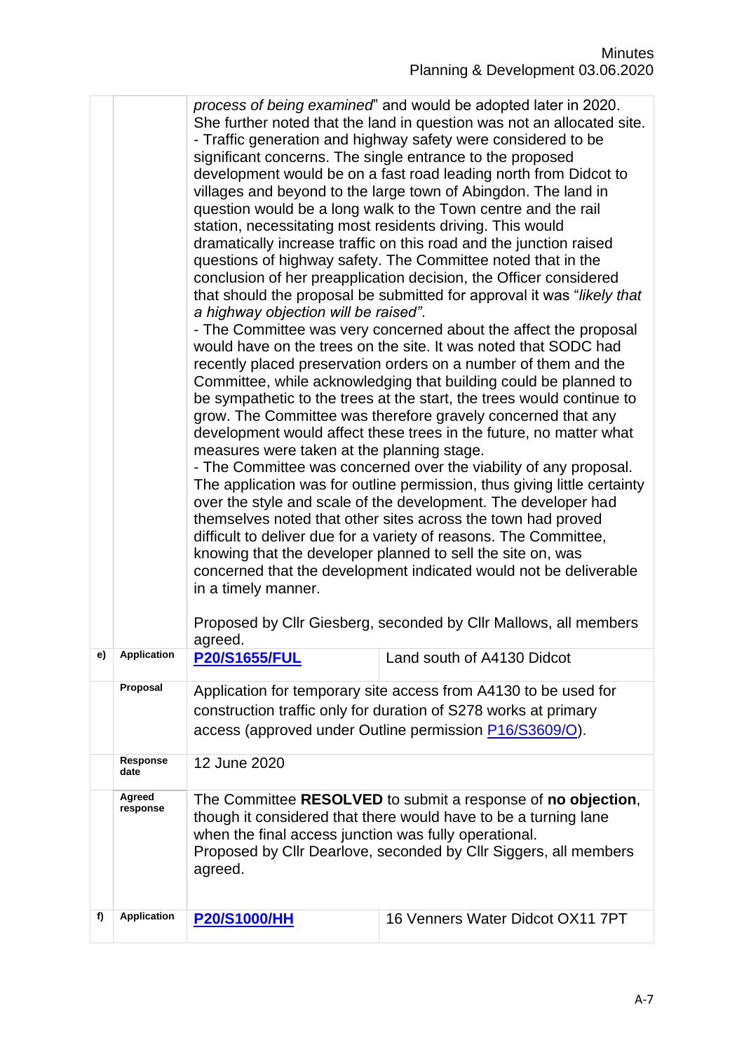| | | | |
|---|---|---|---|
| | | *process of being examined*" and would be adopted later in 2020. She further noted that the land in question was not an allocated site.<br>- Traffic generation and highway safety were considered to be significant concerns. The single entrance to the proposed development would be on a fast road leading north from Didcot to villages and beyond to the large town of Abingdon. The land in question would be a long walk to the Town centre and the rail station, necessitating most residents driving. This would dramatically increase traffic on this road and the junction raised questions of highway safety. The Committee noted that in the conclusion of her preapplication decision, the Officer considered that should the proposal be submitted for approval it was "*likely that a highway objection will be raised"*.<br>- The Committee was very concerned about the affect the proposal would have on the trees on the site. It was noted that SODC had recently placed preservation orders on a number of them and the Committee, while acknowledging that building could be planned to be sympathetic to the trees at the start, the trees would continue to grow. The Committee was therefore gravely concerned that any development would affect these trees in the future, no matter what measures were taken at the planning stage.<br>- The Committee was concerned over the viability of any proposal. The application was for outline permission, thus giving little certainty over the style and scale of the development. The developer had themselves noted that other sites across the town had proved difficult to deliver due for a variety of reasons. The Committee, knowing that the developer planned to sell the site on, was concerned that the development indicated would not be deliverable in a timely manner.<br><br>Proposed by Cllr Giesberg, seconded by Cllr Mallows, all members agreed. | |
| **e)** | **Application** | **P20/S1655/FUL** | Land south of A4130 Didcot |
| | **Proposal** | Application for temporary site access from A4130 to be used for construction traffic only for duration of S278 works at primary access (approved under Outline permission P16/S3609/O). | |
| | **Response date** | 12 June 2020 | |
| | **Agreed response** | The Committee **RESOLVED** to submit a response of **no objection**, though it considered that there would have to be a turning lane when the final access junction was fully operational.<br>Proposed by Cllr Dearlove, seconded by Cllr Siggers, all members agreed. | |
| **f)** | **Application** | **P20/S1000/HH** | 16 Venners Water Didcot OX11 7PT |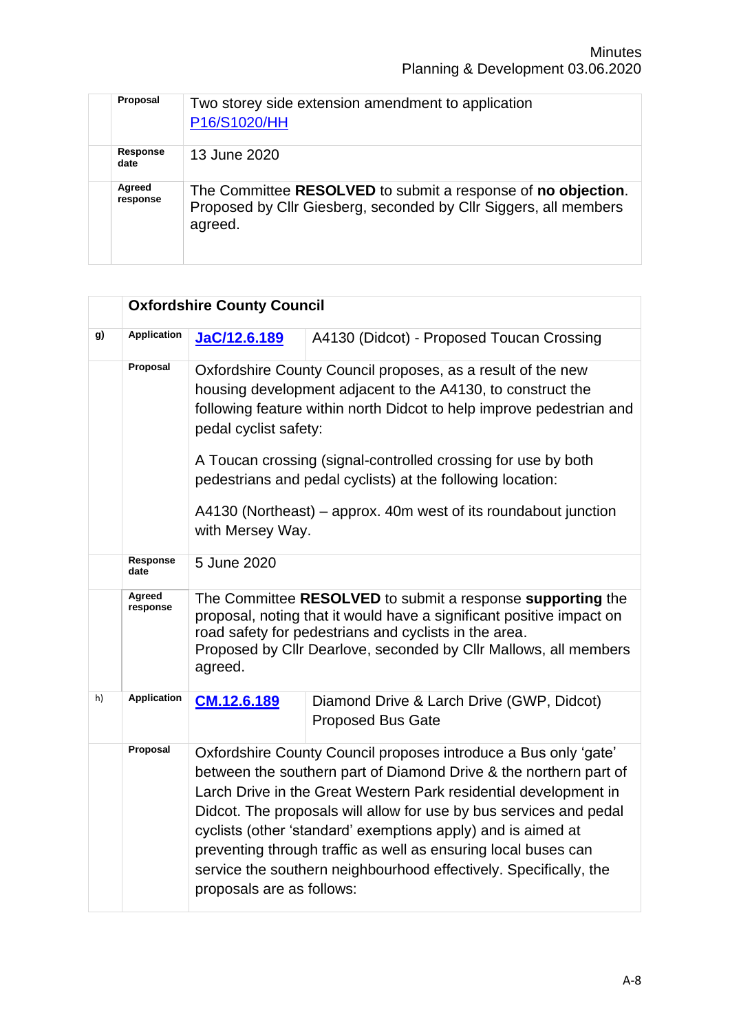| | | |
|---|---|---|
| | Proposal | Two storey side extension amendment to application P16/S1020/HH |
| | Response date | 13 June 2020 |
| | Agreed response | The Committee **RESOLVED** to submit a response of **no objection**. Proposed by Cllr Giesberg, seconded by Cllr Siggers, all members agreed. |

| | **Oxfordshire County Council** | | |
|---|---|---|---|
| g) | Application | **JaC/12.6.189** | A4130 (Didcot) - Proposed Toucan Crossing |
| | Proposal | Oxfordshire County Council proposes, as a result of the new housing development adjacent to the A4130, to construct the following feature within north Didcot to help improve pedestrian and pedal cyclist safety:<br><br>A Toucan crossing (signal-controlled crossing for use by both pedestrians and pedal cyclists) at the following location:<br><br>A4130 (Northeast) – approx. 40m west of its roundabout junction with Mersey Way. | |
| | Response date | 5 June 2020 | |
| | Agreed response | The Committee **RESOLVED** to submit a response **supporting** the proposal, noting that it would have a significant positive impact on road safety for pedestrians and cyclists in the area.<br>Proposed by Cllr Dearlove, seconded by Cllr Mallows, all members agreed. | |
| h) | Application | **CM.12.6.189** | Diamond Drive & Larch Drive (GWP, Didcot) Proposed Bus Gate |
| | Proposal | Oxfordshire County Council proposes introduce a Bus only 'gate' between the southern part of Diamond Drive & the northern part of Larch Drive in the Great Western Park residential development in Didcot. The proposals will allow for use by bus services and pedal cyclists (other 'standard' exemptions apply) and is aimed at preventing through traffic as well as ensuring local buses can service the southern neighbourhood effectively. Specifically, the proposals are as follows: | |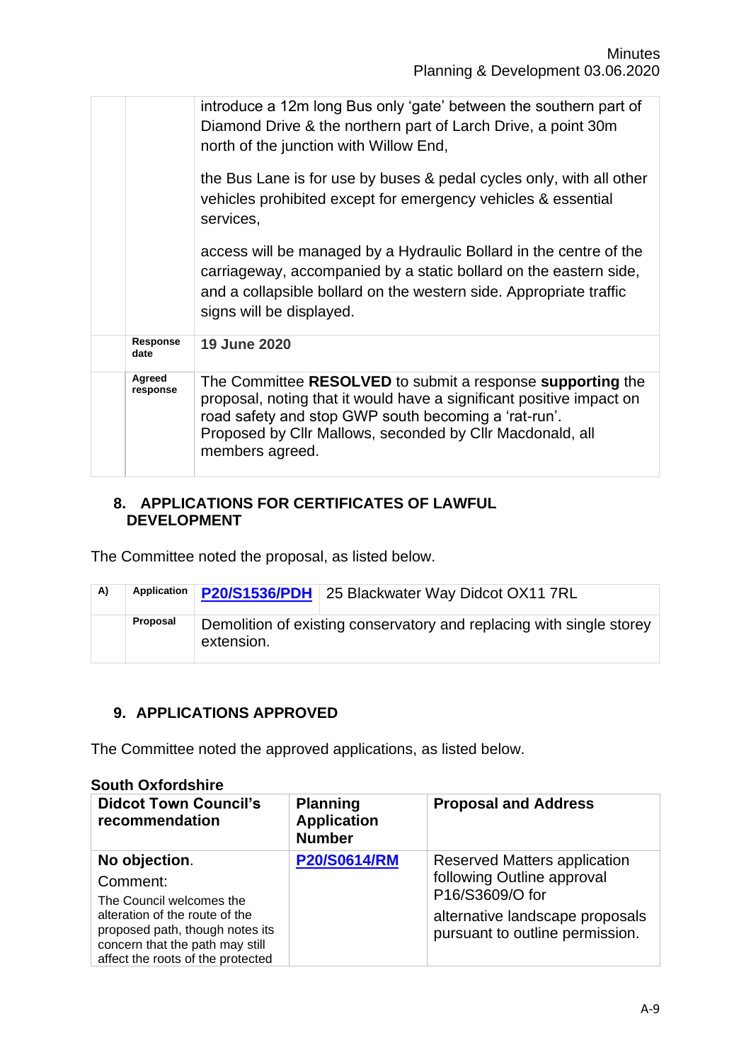| | | |
|---|---|---|
| | | introduce a 12m long Bus only 'gate' between the southern part of Diamond Drive & the northern part of Larch Drive, a point 30m north of the junction with Willow End,<br><br>the Bus Lane is for use by buses & pedal cycles only, with all other vehicles prohibited except for emergency vehicles & essential services,<br><br>access will be managed by a Hydraulic Bollard in the centre of the carriageway, accompanied by a static bollard on the eastern side, and a collapsible bollard on the western side. Appropriate traffic signs will be displayed. |
| | **Response date** | **19 June 2020** |
| | **Agreed response** | The Committee **RESOLVED** to submit a response **supporting** the proposal, noting that it would have a significant positive impact on road safety and stop GWP south becoming a 'rat-run'. Proposed by Cllr Mallows, seconded by Cllr Macdonald, all members agreed. |

## 8. APPLICATIONS FOR CERTIFICATES OF LAWFUL DEVELOPMENT

The Committee noted the proposal, as listed below.

| | | | |
|---|---|---|---|
| **A)** | **Application** | **P20/S1536/PDH** | 25 Blackwater Way Didcot OX11 7RL |
| | **Proposal** | Demolition of existing conservatory and replacing with single storey extension. | |

## 9. APPLICATIONS APPROVED

The Committee noted the approved applications, as listed below.

**South Oxfordshire**

| Didcot Town Council's recommendation | Planning Application Number | Proposal and Address |
|---|---|---|
| **No objection**.<br>Comment:<br>The Council welcomes the alteration of the route of the proposed path, though notes its concern that the path may still affect the roots of the protected | **P20/S0614/RM** | Reserved Matters application following Outline approval P16/S3609/O for<br>alternative landscape proposals pursuant to outline permission. |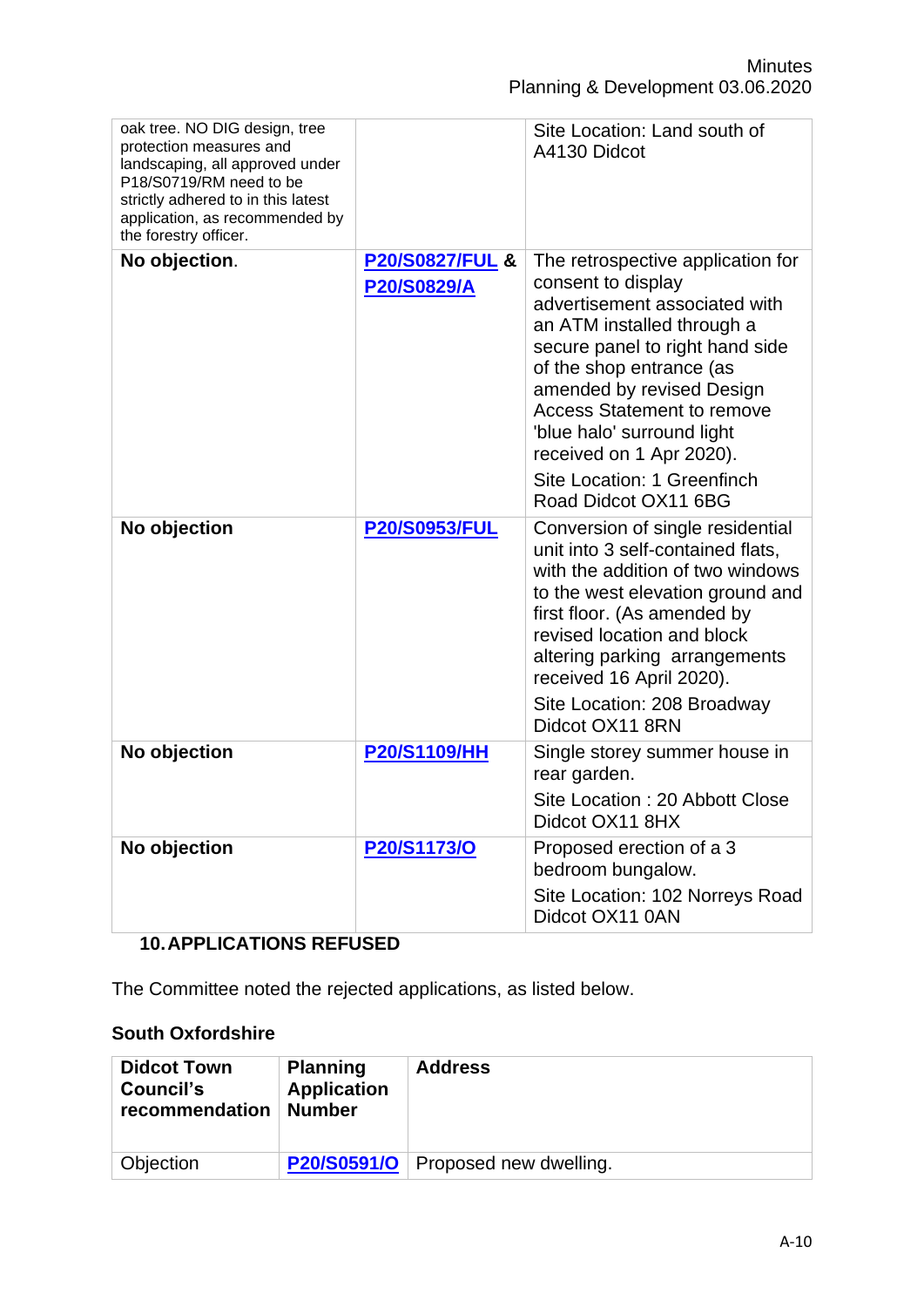| | | |
|---|---|---|
| oak tree. NO DIG design, tree protection measures and landscaping, all approved under P18/S0719/RM need to be strictly adhered to in this latest application, as recommended by the forestry officer. | | Site Location: Land south of A4130 Didcot |
| **No objection**. | **P20/S0827/FUL & P20/S0829/A** | The retrospective application for consent to display advertisement associated with an ATM installed through a secure panel to right hand side of the shop entrance (as amended by revised Design Access Statement to remove 'blue halo' surround light received on 1 Apr 2020).<br><br>Site Location: 1 Greenfinch Road Didcot OX11 6BG |
| **No objection** | **P20/S0953/FUL** | Conversion of single residential unit into 3 self-contained flats, with the addition of two windows to the west elevation ground and first floor. (As amended by revised location and block altering parking arrangements received 16 April 2020).<br><br>Site Location: 208 Broadway Didcot OX11 8RN |
| **No objection** | **P20/S1109/HH** | Single storey summer house in rear garden.<br><br>Site Location : 20 Abbott Close Didcot OX11 8HX |
| **No objection** | **P20/S1173/O** | Proposed erection of a 3 bedroom bungalow.<br><br>Site Location: 102 Norreys Road Didcot OX11 0AN |

## 10. APPLICATIONS REFUSED

The Committee noted the rejected applications, as listed below.

**South Oxfordshire**

| Didcot Town Council's recommendation | Planning Application Number | Address |
|---|---|---|
| Objection | **P20/S0591/O** | Proposed new dwelling. |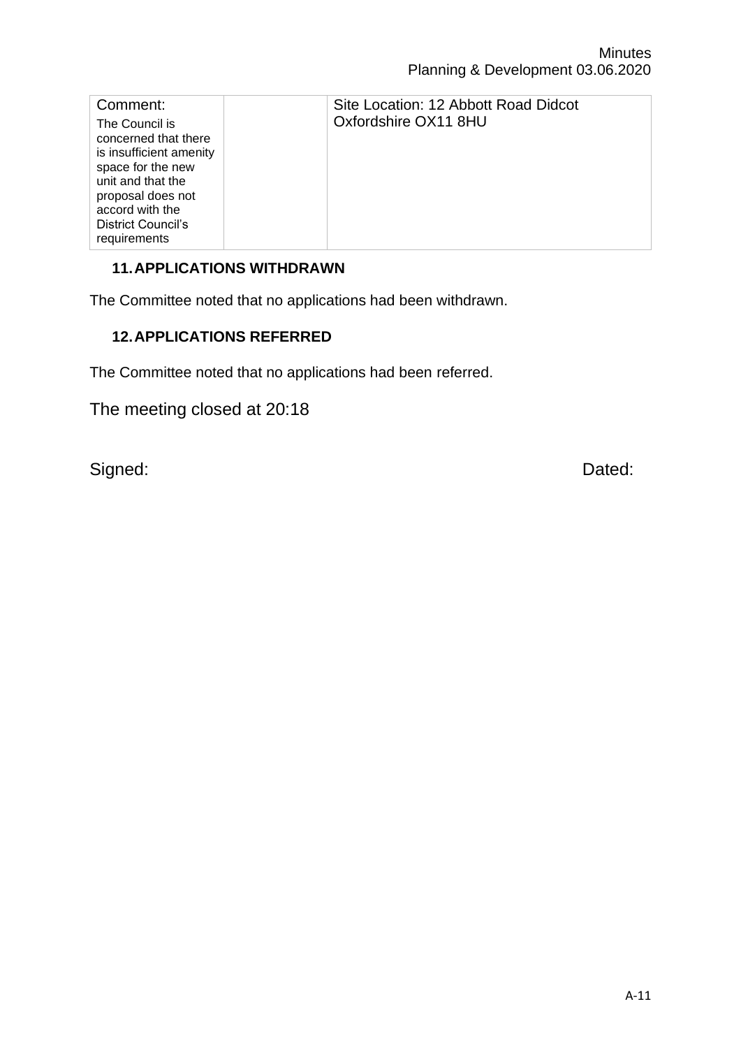| Comment: The Council is concerned that there is insufficient amenity space for the new unit and that the proposal does not accord with the District Council's requirements | | Site Location: 12 Abbott Road Didcot Oxfordshire OX11 8HU |
|---|---|---|

## 11. APPLICATIONS WITHDRAWN

The Committee noted that no applications had been withdrawn.

## 12. APPLICATIONS REFERRED

The Committee noted that no applications had been referred.

The meeting closed at 20:18

Signed: Dated: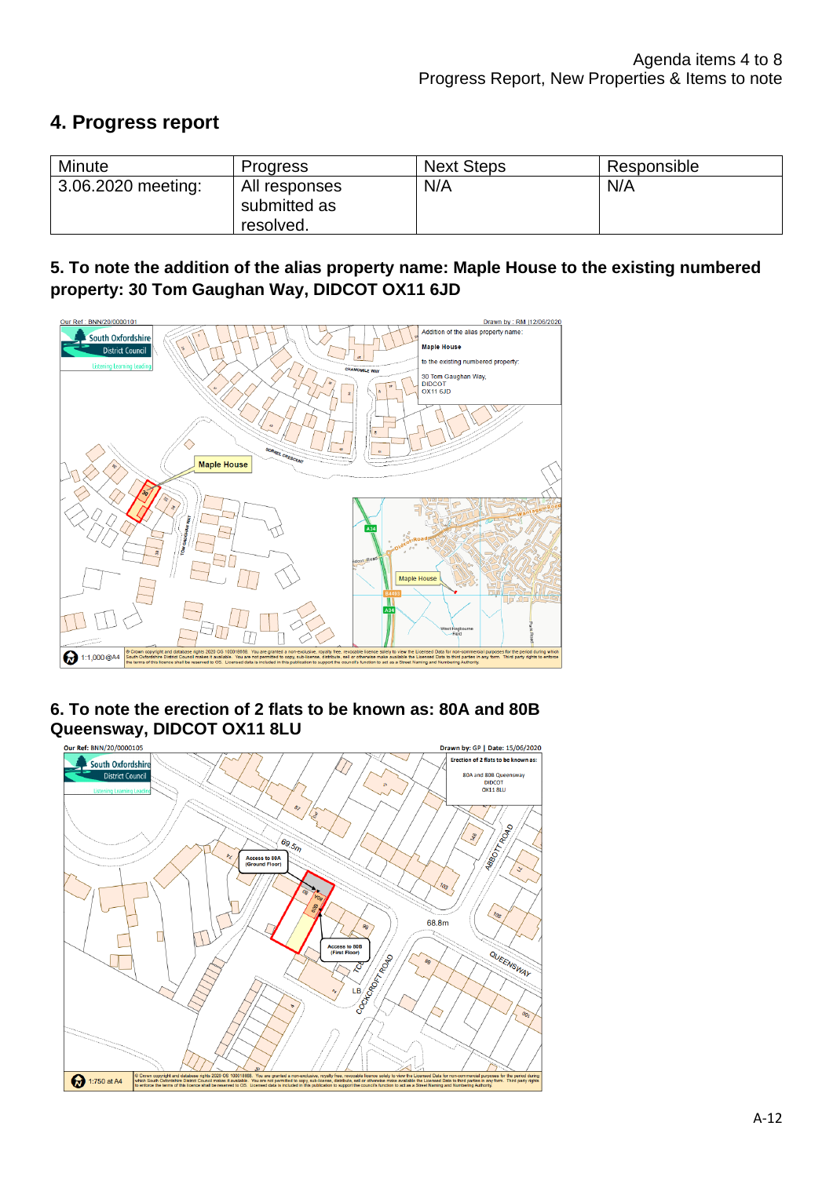## 4. Progress report

| Minute | Progress | Next Steps | Responsible |
|---|---|---|---|
| 3.06.2020 meeting: | All responses submitted as resolved. | N/A | N/A |

### 5. To note the addition of the alias property name: Maple House to the existing numbered property: 30 Tom Gaughan Way, DIDCOT OX11 6JD

Our Ref: BNN/20/0000101

Drawn by: RM | 12/06/2020

Addition of the alias property name:

Maple House

to the existing numbered property:

30 Tom Gaughan Way,
DIDCOT
OX11 6JD

1:1,000 @A4

### 6. To note the erection of 2 flats to be known as: 80A and 80B Queensway, DIDCOT OX11 8LU

Our Ref: BNN/20/0000105

Drawn by: GP | Date: 15/06/2020

Erection of 2 flats to be known as:

80A and 80B Queensway
DIDCOT
OX11 8LU

Access to 80A (Ground Floor)

Access to 80B (First Floor)

1:750 at A4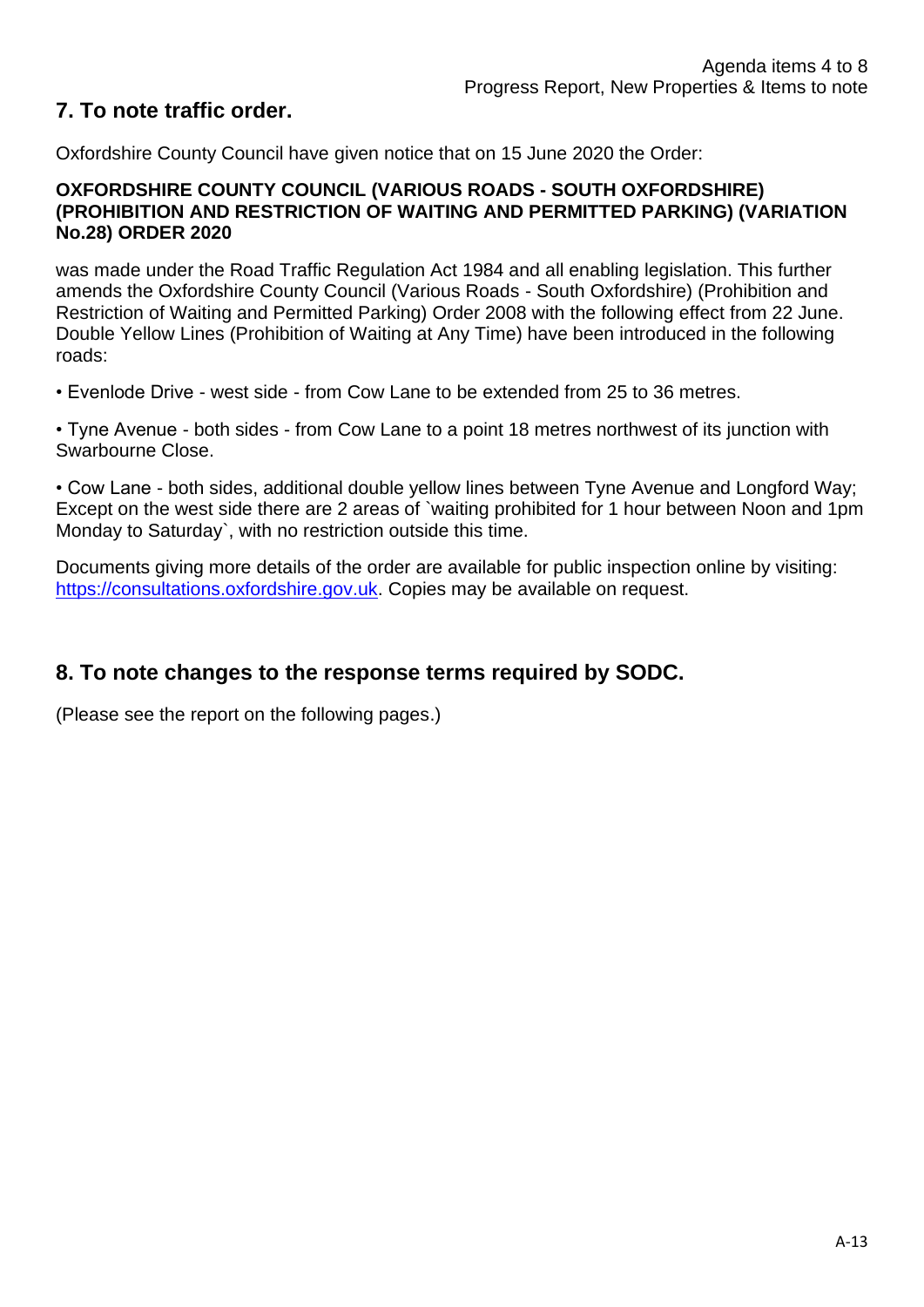## 7. To note traffic order.

Oxfordshire County Council have given notice that on 15 June 2020 the Order:

**OXFORDSHIRE COUNTY COUNCIL (VARIOUS ROADS - SOUTH OXFORDSHIRE) (PROHIBITION AND RESTRICTION OF WAITING AND PERMITTED PARKING) (VARIATION No.28) ORDER 2020**

was made under the Road Traffic Regulation Act 1984 and all enabling legislation. This further amends the Oxfordshire County Council (Various Roads - South Oxfordshire) (Prohibition and Restriction of Waiting and Permitted Parking) Order 2008 with the following effect from 22 June. Double Yellow Lines (Prohibition of Waiting at Any Time) have been introduced in the following roads:

- Evenlode Drive - west side - from Cow Lane to be extended from 25 to 36 metres.

- Tyne Avenue - both sides - from Cow Lane to a point 18 metres northwest of its junction with Swarbourne Close.

- Cow Lane - both sides, additional double yellow lines between Tyne Avenue and Longford Way; Except on the west side there are 2 areas of `waiting prohibited for 1 hour between Noon and 1pm Monday to Saturday`, with no restriction outside this time.

Documents giving more details of the order are available for public inspection online by visiting: https://consultations.oxfordshire.gov.uk. Copies may be available on request.

## 8. To note changes to the response terms required by SODC.

(Please see the report on the following pages.)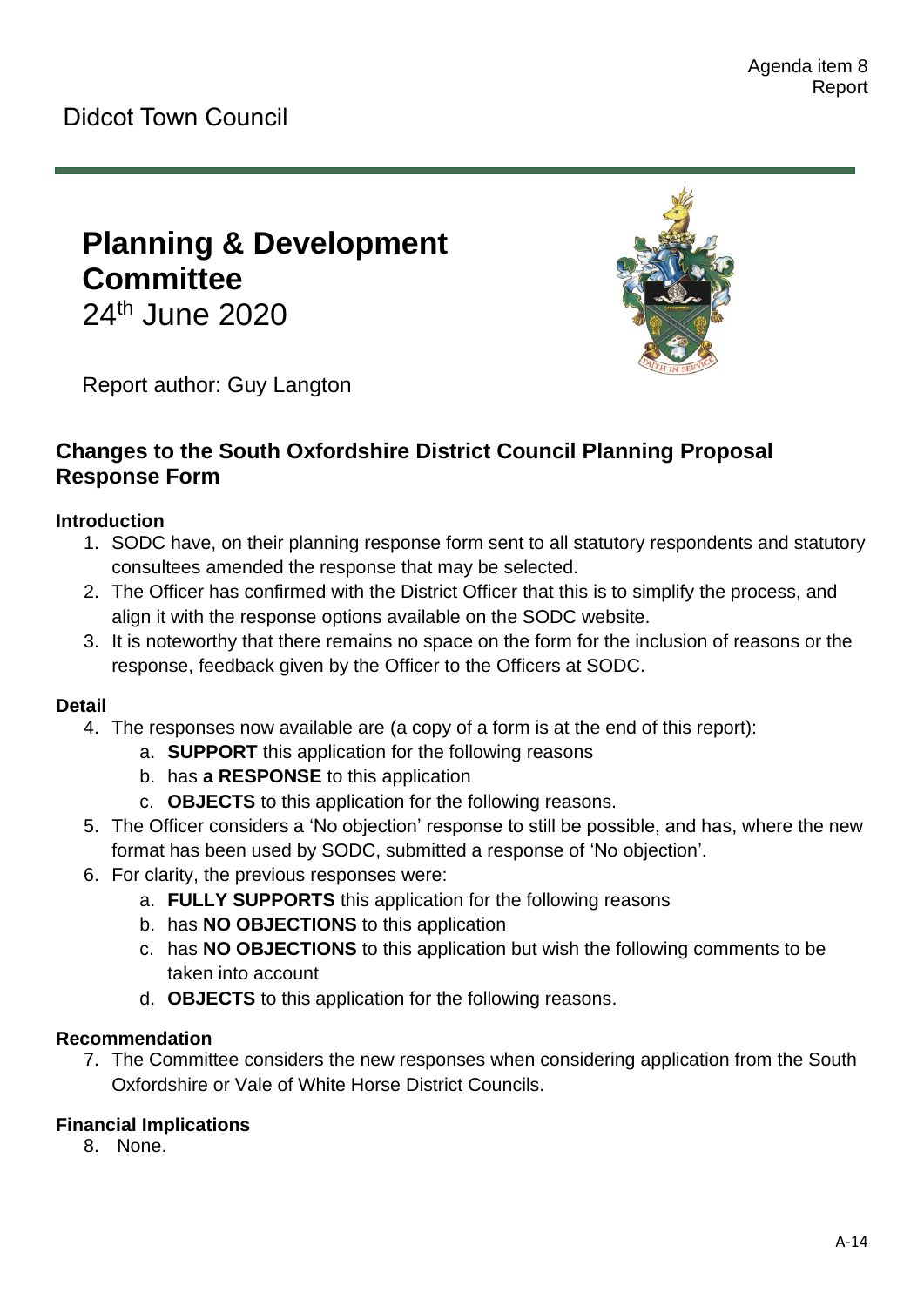Agenda item 8
Report

Didcot Town Council

# Planning & Development Committee

24th June 2020

Report author: Guy Langton

## Changes to the South Oxfordshire District Council Planning Proposal Response Form

### Introduction

1. SODC have, on their planning response form sent to all statutory respondents and statutory consultees amended the response that may be selected.
2. The Officer has confirmed with the District Officer that this is to simplify the process, and align it with the response options available on the SODC website.
3. It is noteworthy that there remains no space on the form for the inclusion of reasons or the response, feedback given by the Officer to the Officers at SODC.

### Detail

4. The responses now available are (a copy of a form is at the end of this report):
   a. **SUPPORT** this application for the following reasons
   b. has **a RESPONSE** to this application
   c. **OBJECTS** to this application for the following reasons.
5. The Officer considers a 'No objection' response to still be possible, and has, where the new format has been used by SODC, submitted a response of 'No objection'.
6. For clarity, the previous responses were:
   a. **FULLY SUPPORTS** this application for the following reasons
   b. has **NO OBJECTIONS** to this application
   c. has **NO OBJECTIONS** to this application but wish the following comments to be taken into account
   d. **OBJECTS** to this application for the following reasons.

### Recommendation

7. The Committee considers the new responses when considering application from the South Oxfordshire or Vale of White Horse District Councils.

### Financial Implications

8. None.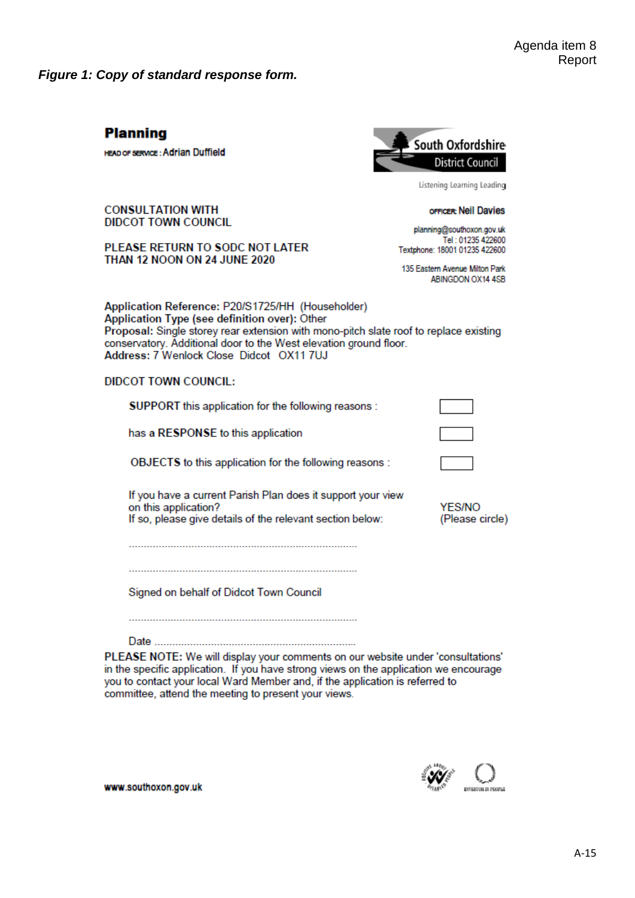*Figure 1: Copy of standard response form.*

**Planning**

HEAD OF SERVICE: Adrian Duffield

South Oxfordshire District Council

Listening Learning Leading

CONSULTATION WITH
DIDCOT TOWN COUNCIL

PLEASE RETURN TO SODC NOT LATER THAN 12 NOON ON 24 JUNE 2020

OFFICER: Neil Davies

planning@southoxon.gov.uk
Tel : 01235 422600
Textphone: 18001 01235 422600

135 Eastern Avenue Milton Park
ABINGDON OX14 4SB

**Application Reference:** P20/S1725/HH (Householder)
**Application Type (see definition over):** Other
**Proposal:** Single storey rear extension with mono-pitch slate roof to replace existing conservatory. Additional door to the West elevation ground floor.
**Address:** 7 Wenlock Close Didcot OX11 7UJ

DIDCOT TOWN COUNCIL:

**SUPPORT** this application for the following reasons : ☐

has a **RESPONSE** to this application ☐

**OBJECTS** to this application for the following reasons : ☐

If you have a current Parish Plan does it support your view on this application? YES/NO (Please circle)
If so, please give details of the relevant section below:

...............................................................................

...............................................................................

Signed on behalf of Didcot Town Council

...............................................................................

Date .......................................................................

**PLEASE NOTE:** We will display your comments on our website under 'consultations' in the specific application. If you have strong views on the application we encourage you to contact your local Ward Member and, if the application is referred to committee, attend the meeting to present your views.

www.southoxon.gov.uk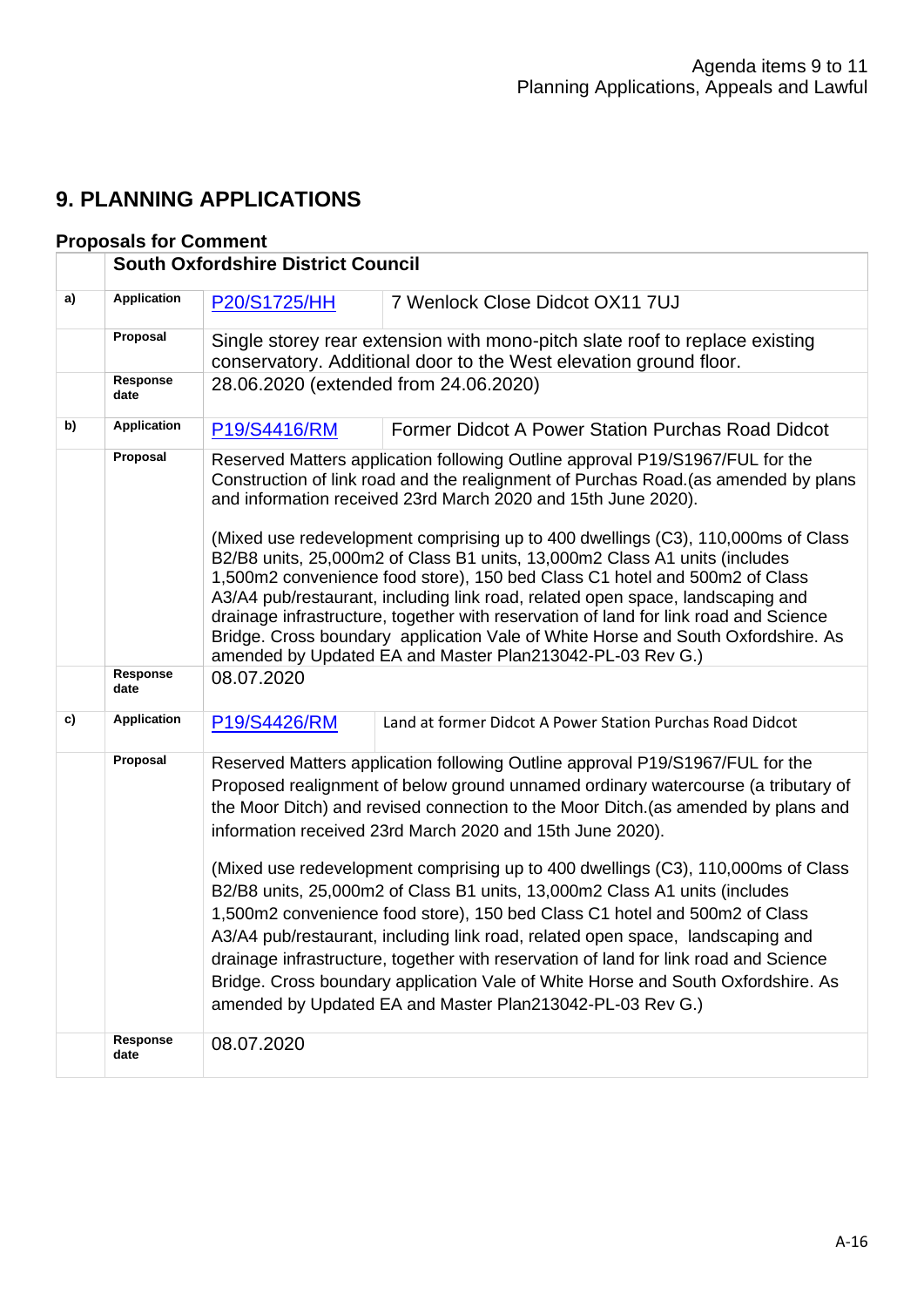# 9. PLANNING APPLICATIONS

## Proposals for Comment

| | **South Oxfordshire District Council** | | |
|---|---|---|---|
| **a)** | **Application** | P20/S1725/HH | 7 Wenlock Close Didcot OX11 7UJ |
| | **Proposal** | Single storey rear extension with mono-pitch slate roof to replace existing conservatory. Additional door to the West elevation ground floor. | |
| | **Response date** | 28.06.2020 (extended from 24.06.2020) | |
| **b)** | **Application** | P19/S4416/RM | Former Didcot A Power Station Purchas Road Didcot |
| | **Proposal** | Reserved Matters application following Outline approval P19/S1967/FUL for the Construction of link road and the realignment of Purchas Road.(as amended by plans and information received 23rd March 2020 and 15th June 2020).<br><br>(Mixed use redevelopment comprising up to 400 dwellings (C3), 110,000ms of Class B2/B8 units, 25,000m2 of Class B1 units, 13,000m2 Class A1 units (includes 1,500m2 convenience food store), 150 bed Class C1 hotel and 500m2 of Class A3/A4 pub/restaurant, including link road, related open space, landscaping and drainage infrastructure, together with reservation of land for link road and Science Bridge. Cross boundary application Vale of White Horse and South Oxfordshire. As amended by Updated EA and Master Plan213042-PL-03 Rev G.) | |
| | **Response date** | 08.07.2020 | |
| **c)** | **Application** | P19/S4426/RM | Land at former Didcot A Power Station Purchas Road Didcot |
| | **Proposal** | Reserved Matters application following Outline approval P19/S1967/FUL for the Proposed realignment of below ground unnamed ordinary watercourse (a tributary of the Moor Ditch) and revised connection to the Moor Ditch.(as amended by plans and information received 23rd March 2020 and 15th June 2020).<br><br>(Mixed use redevelopment comprising up to 400 dwellings (C3), 110,000ms of Class B2/B8 units, 25,000m2 of Class B1 units, 13,000m2 Class A1 units (includes 1,500m2 convenience food store), 150 bed Class C1 hotel and 500m2 of Class A3/A4 pub/restaurant, including link road, related open space, landscaping and drainage infrastructure, together with reservation of land for link road and Science Bridge. Cross boundary application Vale of White Horse and South Oxfordshire. As amended by Updated EA and Master Plan213042-PL-03 Rev G.) | |
| | **Response date** | 08.07.2020 | |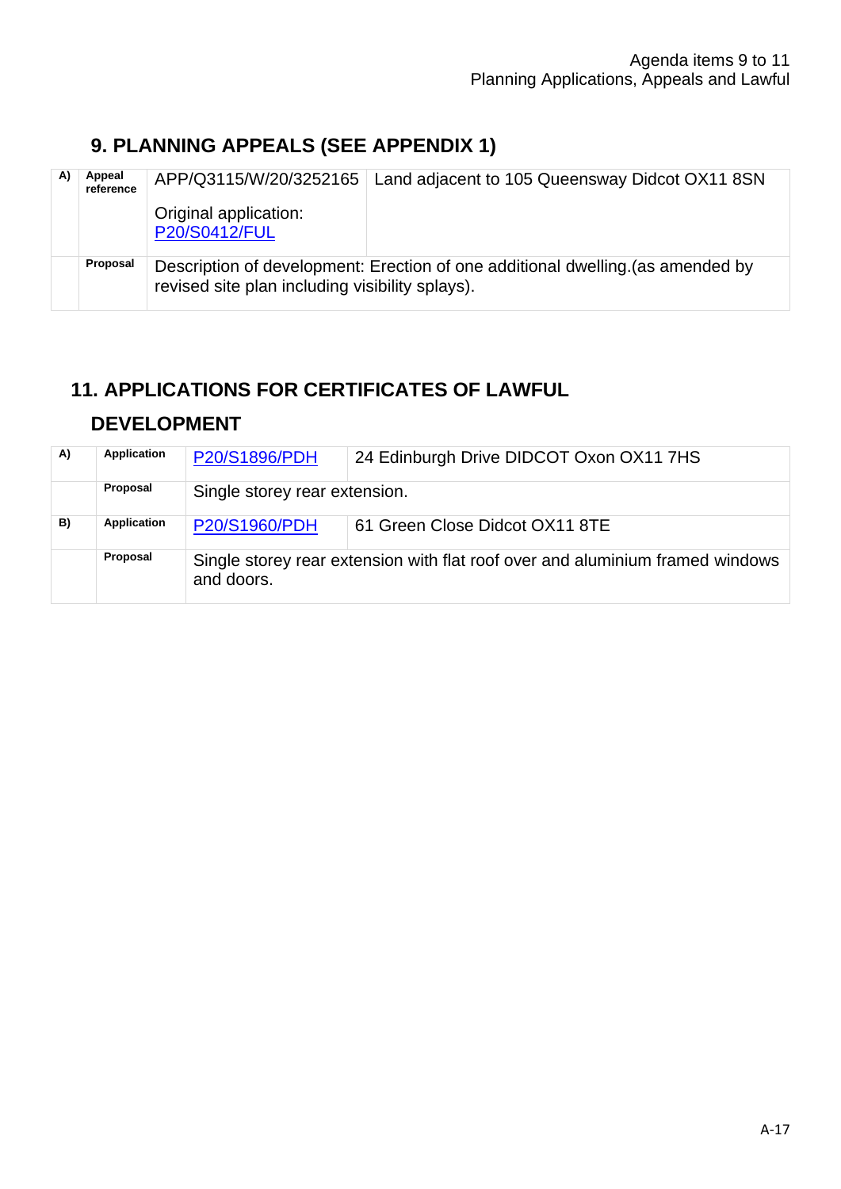## 9. PLANNING APPEALS (SEE APPENDIX 1)

| | | | |
|---|---|---|---|
| A) | Appeal reference | APP/Q3115/W/20/3252165<br><br>Original application: P20/S0412/FUL | Land adjacent to 105 Queensway Didcot OX11 8SN |
| | Proposal | Description of development: Erection of one additional dwelling.(as amended by revised site plan including visibility splays). | |

## 11. APPLICATIONS FOR CERTIFICATES OF LAWFUL DEVELOPMENT

| | | | |
|---|---|---|---|
| A) | Application | P20/S1896/PDH | 24 Edinburgh Drive DIDCOT Oxon OX11 7HS |
| | Proposal | Single storey rear extension. | |
| B) | Application | P20/S1960/PDH | 61 Green Close Didcot OX11 8TE |
| | Proposal | Single storey rear extension with flat roof over and aluminium framed windows and doors. | |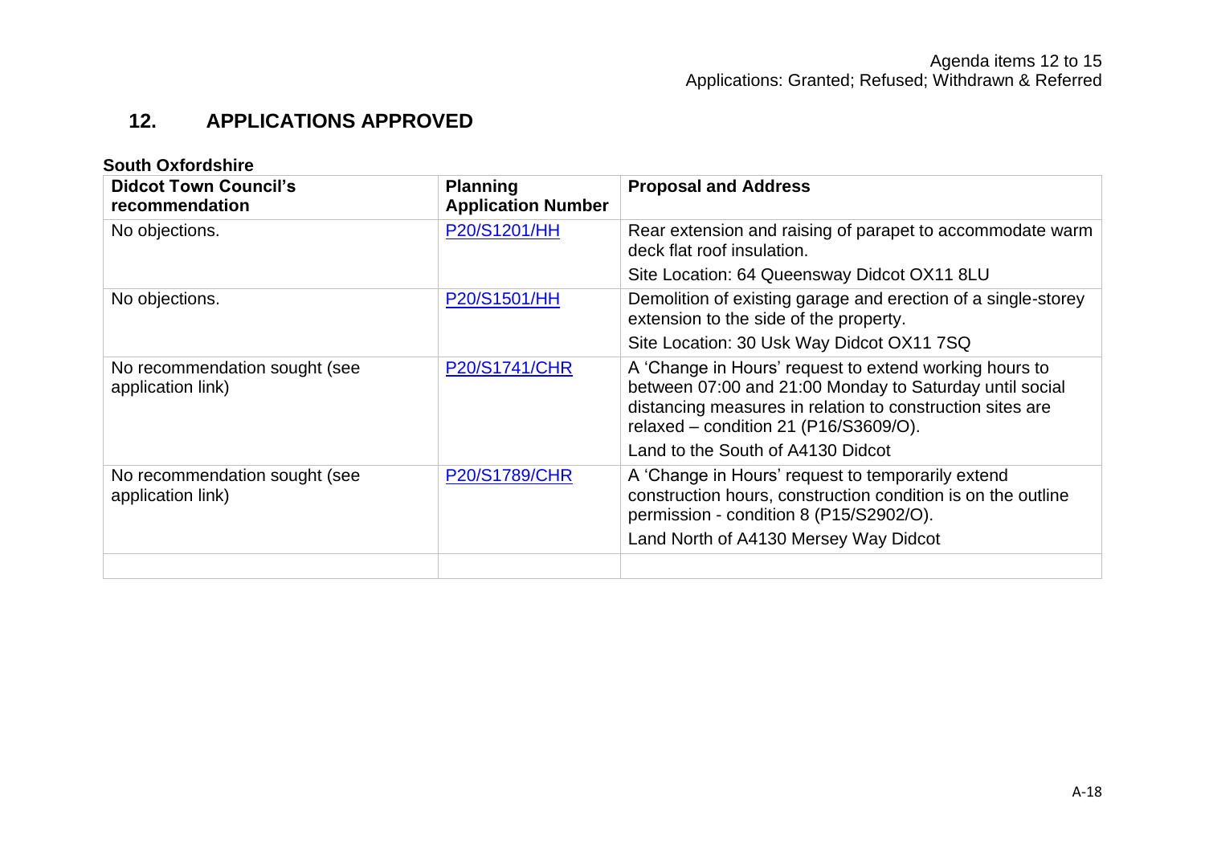## 12. APPLICATIONS APPROVED

**South Oxfordshire**

| Didcot Town Council's recommendation | Planning Application Number | Proposal and Address |
|---|---|---|
| No objections. | P20/S1201/HH | Rear extension and raising of parapet to accommodate warm deck flat roof insulation. Site Location: 64 Queensway Didcot OX11 8LU |
| No objections. | P20/S1501/HH | Demolition of existing garage and erection of a single-storey extension to the side of the property. Site Location: 30 Usk Way Didcot OX11 7SQ |
| No recommendation sought (see application link) | P20/S1741/CHR | A 'Change in Hours' request to extend working hours to between 07:00 and 21:00 Monday to Saturday until social distancing measures in relation to construction sites are relaxed – condition 21 (P16/S3609/O). Land to the South of A4130 Didcot |
| No recommendation sought (see application link) | P20/S1789/CHR | A 'Change in Hours' request to temporarily extend construction hours, construction condition is on the outline permission - condition 8 (P15/S2902/O). Land North of A4130 Mersey Way Didcot |
| | | |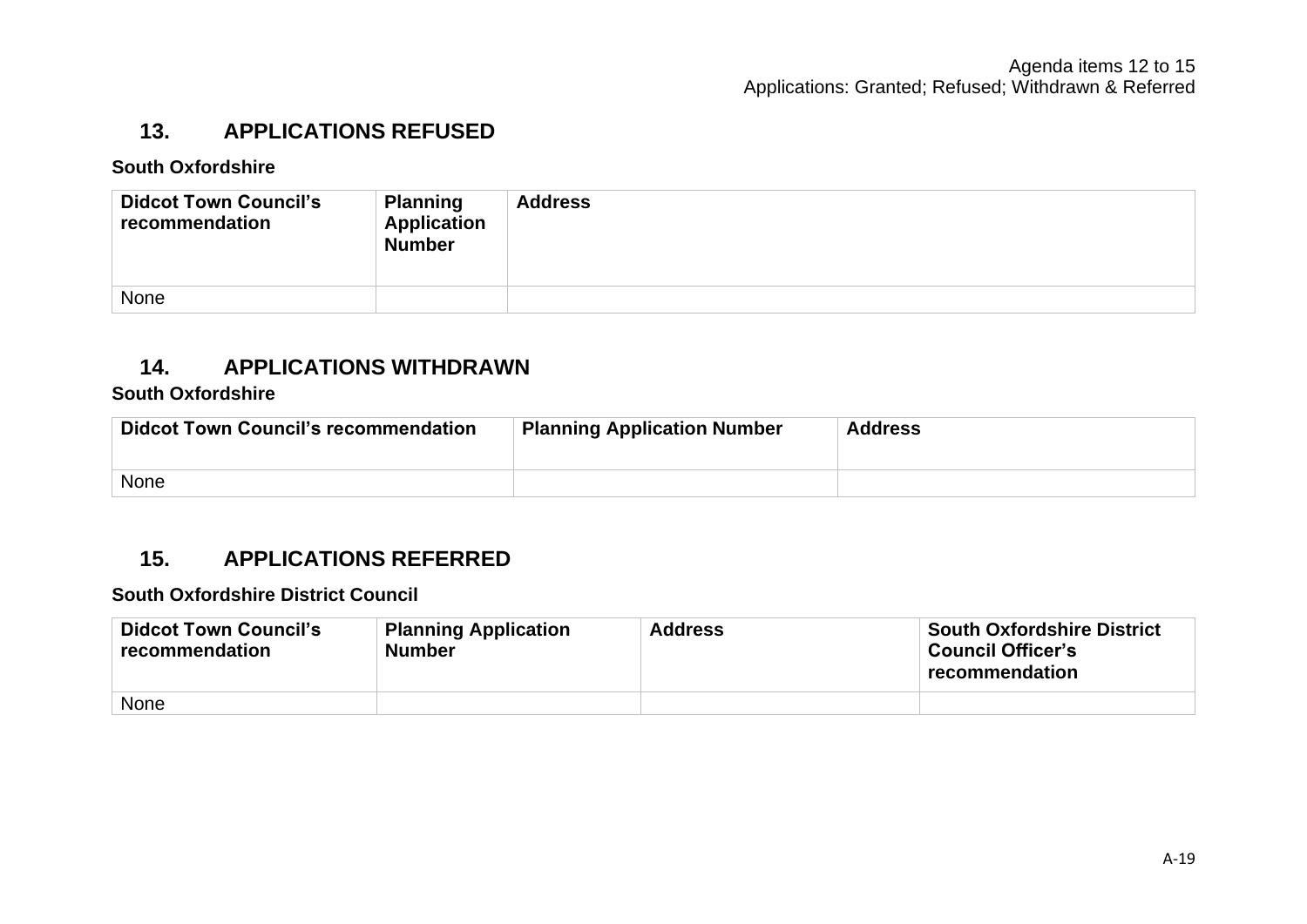## 13. APPLICATIONS REFUSED

**South Oxfordshire**

| Didcot Town Council's recommendation | Planning Application Number | Address |
|---|---|---|
| None | | |

## 14. APPLICATIONS WITHDRAWN

**South Oxfordshire**

| Didcot Town Council's recommendation | Planning Application Number | Address |
|---|---|---|
| None | | |

## 15. APPLICATIONS REFERRED

**South Oxfordshire District Council**

| Didcot Town Council's recommendation | Planning Application Number | Address | South Oxfordshire District Council Officer's recommendation |
|---|---|---|---|
| None | | | |